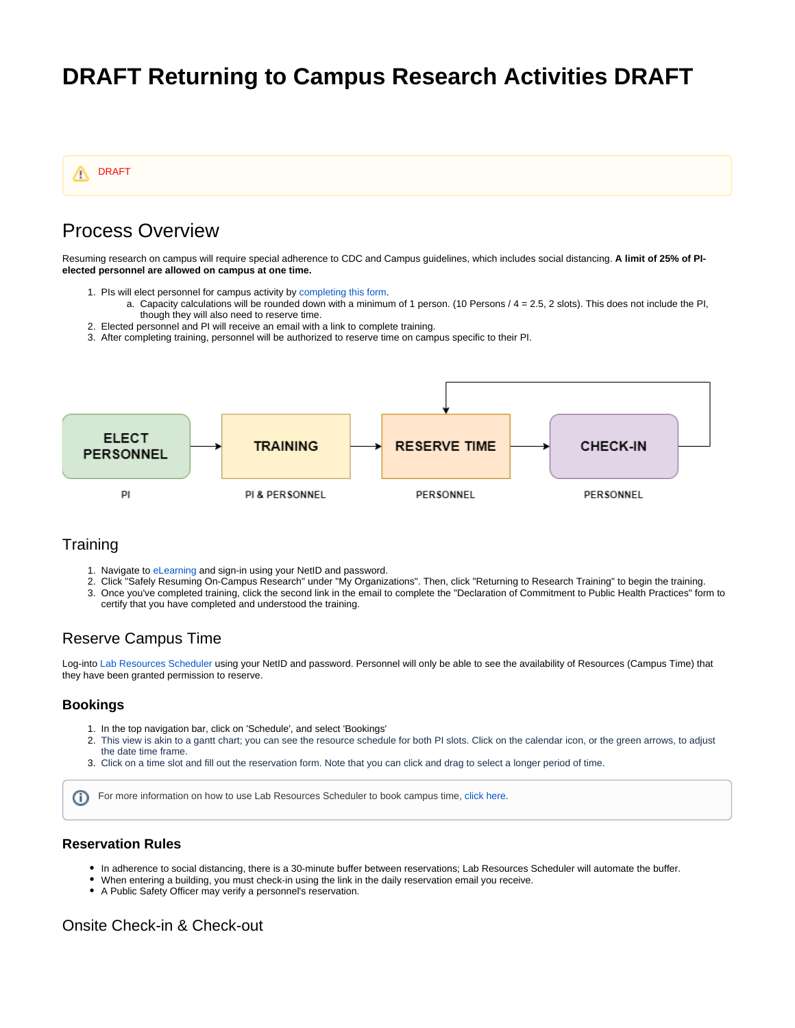# DRAFT Returning to Campus Research Activities DRAFT

⚠ DRAFT

## Process Overview

Resuming research on campus will require special adherence to CDC and Campus guidelines, which includes social distancing. **A limit of 25% of PI-elected personnel are allowed on campus at one time.**

1. PIs will elect personnel for campus activity by completing this form.
   a. Capacity calculations will be rounded down with a minimum of 1 person. (10 Persons / 4 = 2.5, 2 slots). This does not include the PI, though they will also need to reserve time.
2. Elected personnel and PI will receive an email with a link to complete training.
3. After completing training, personnel will be authorized to reserve time on campus specific to their PI.

ELECT PERSONNEL → TRAINING → RESERVE TIME → CHECK-IN → (back to RESERVE TIME)

PI | PI & PERSONNEL | PERSONNEL | PERSONNEL

## Training

1. Navigate to eLearning and sign-in using your NetID and password.
2. Click "Safely Resuming On-Campus Research" under "My Organizations". Then, click "Returning to Research Training" to begin the training.
3. Once you've completed training, click the second link in the email to complete the "Declaration of Commitment to Public Health Practices" form to certify that you have completed and understood the training.

## Reserve Campus Time

Log-into Lab Resources Scheduler using your NetID and password. Personnel will only be able to see the availability of Resources (Campus Time) that they have been granted permission to reserve.

### Bookings

1. In the top navigation bar, click on 'Schedule', and select 'Bookings'
2. This view is akin to a gantt chart; you can see the resource schedule for both PI slots. Click on the calendar icon, or the green arrows, to adjust the date time frame.
3. Click on a time slot and fill out the reservation form. Note that you can click and drag to select a longer period of time.

ⓘ For more information on how to use Lab Resources Scheduler to book campus time, click here.

### Reservation Rules

- In adherence to social distancing, there is a 30-minute buffer between reservations; Lab Resources Scheduler will automate the buffer.
- When entering a building, you must check-in using the link in the daily reservation email you receive.
- A Public Safety Officer may verify a personnel's reservation.

## Onsite Check-in & Check-out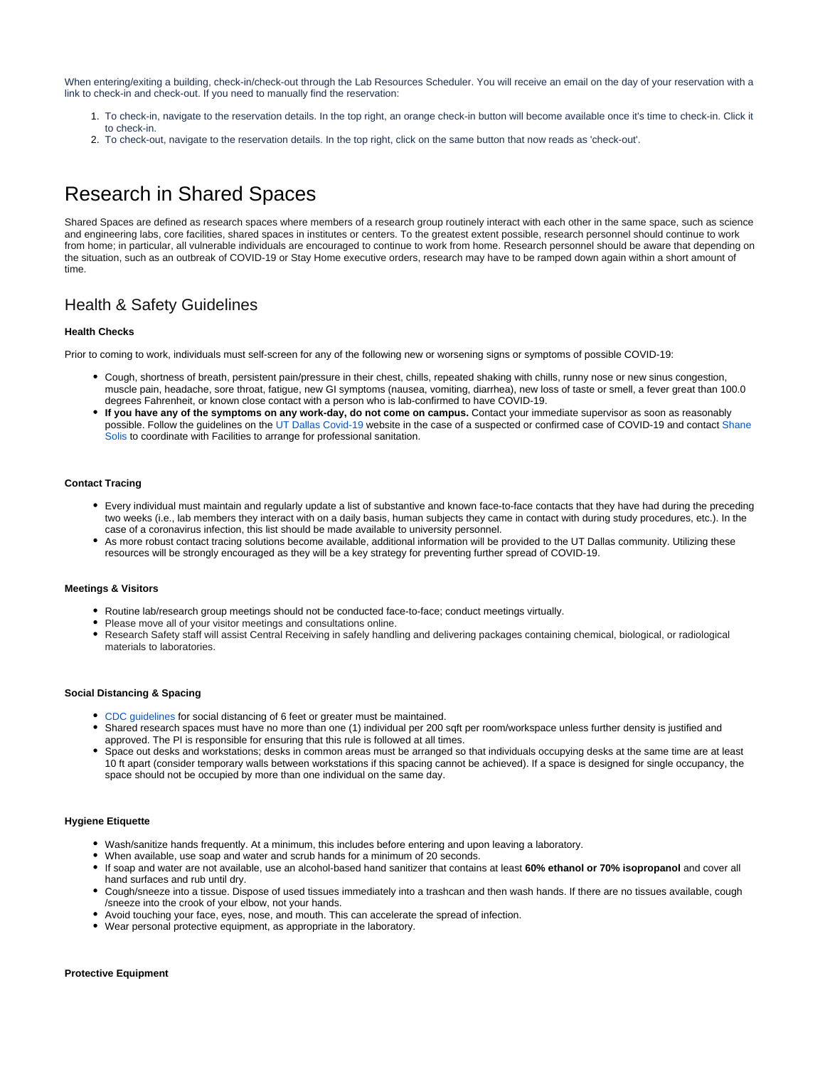When entering/exiting a building, check-in/check-out through the Lab Resources Scheduler. You will receive an email on the day of your reservation with a link to check-in and check-out. If you need to manually find the reservation:

1. To check-in, navigate to the reservation details. In the top right, an orange check-in button will become available once it's time to check-in. Click it to check-in.
2. To check-out, navigate to the reservation details. In the top right, click on the same button that now reads as 'check-out'.

# Research in Shared Spaces

Shared Spaces are defined as research spaces where members of a research group routinely interact with each other in the same space, such as science and engineering labs, core facilities, shared spaces in institutes or centers. To the greatest extent possible, research personnel should continue to work from home; in particular, all vulnerable individuals are encouraged to continue to work from home. Research personnel should be aware that depending on the situation, such as an outbreak of COVID-19 or Stay Home executive orders, research may have to be ramped down again within a short amount of time.

## Health & Safety Guidelines

**Health Checks**

Prior to coming to work, individuals must self-screen for any of the following new or worsening signs or symptoms of possible COVID-19:

- Cough, shortness of breath, persistent pain/pressure in their chest, chills, repeated shaking with chills, runny nose or new sinus congestion, muscle pain, headache, sore throat, fatigue, new GI symptoms (nausea, vomiting, diarrhea), new loss of taste or smell, a fever great than 100.0 degrees Fahrenheit, or known close contact with a person who is lab-confirmed to have COVID-19.
- **If you have any of the symptoms on any work-day, do not come on campus.** Contact your immediate supervisor as soon as reasonably possible. Follow the guidelines on the UT Dallas Covid-19 website in the case of a suspected or confirmed case of COVID-19 and contact Shane Solis to coordinate with Facilities to arrange for professional sanitation.

**Contact Tracing**

- Every individual must maintain and regularly update a list of substantive and known face-to-face contacts that they have had during the preceding two weeks (i.e., lab members they interact with on a daily basis, human subjects they came in contact with during study procedures, etc.). In the case of a coronavirus infection, this list should be made available to university personnel.
- As more robust contact tracing solutions become available, additional information will be provided to the UT Dallas community. Utilizing these resources will be strongly encouraged as they will be a key strategy for preventing further spread of COVID-19.

**Meetings & Visitors**

- Routine lab/research group meetings should not be conducted face-to-face; conduct meetings virtually.
- Please move all of your visitor meetings and consultations online.
- Research Safety staff will assist Central Receiving in safely handling and delivering packages containing chemical, biological, or radiological materials to laboratories.

**Social Distancing & Spacing**

- CDC guidelines for social distancing of 6 feet or greater must be maintained.
- Shared research spaces must have no more than one (1) individual per 200 sqft per room/workspace unless further density is justified and approved. The PI is responsible for ensuring that this rule is followed at all times.
- Space out desks and workstations; desks in common areas must be arranged so that individuals occupying desks at the same time are at least 10 ft apart (consider temporary walls between workstations if this spacing cannot be achieved). If a space is designed for single occupancy, the space should not be occupied by more than one individual on the same day.

**Hygiene Etiquette**

- Wash/sanitize hands frequently. At a minimum, this includes before entering and upon leaving a laboratory.
- When available, use soap and water and scrub hands for a minimum of 20 seconds.
- If soap and water are not available, use an alcohol-based hand sanitizer that contains at least **60% ethanol or 70% isopropanol** and cover all hand surfaces and rub until dry.
- Cough/sneeze into a tissue. Dispose of used tissues immediately into a trashcan and then wash hands. If there are no tissues available, cough /sneeze into the crook of your elbow, not your hands.
- Avoid touching your face, eyes, nose, and mouth. This can accelerate the spread of infection.
- Wear personal protective equipment, as appropriate in the laboratory.

**Protective Equipment**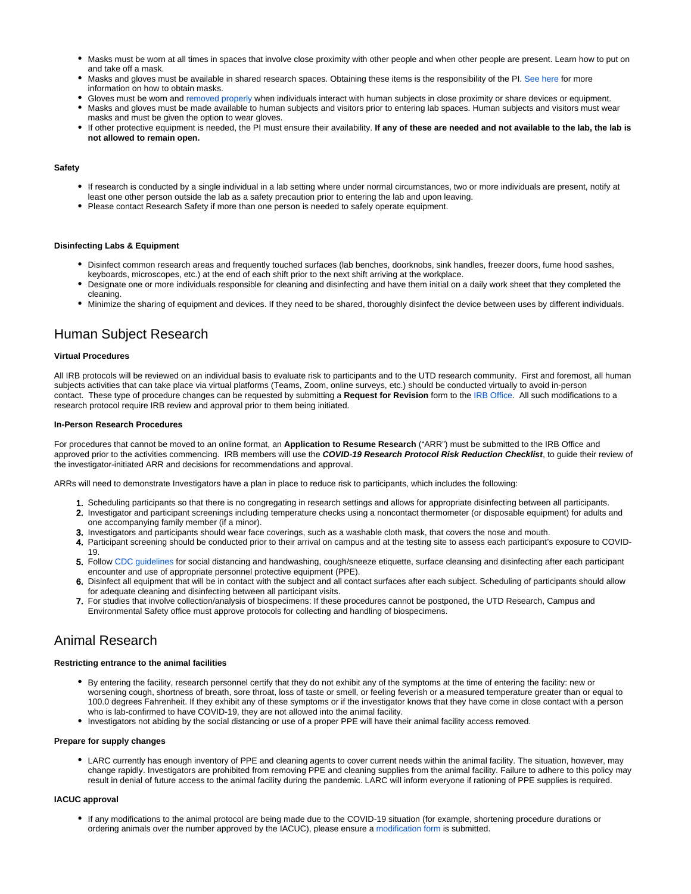- Masks must be worn at all times in spaces that involve close proximity with other people and when other people are present. Learn how to put on and take off a mask.
- Masks and gloves must be available in shared research spaces. Obtaining these items is the responsibility of the PI. See here for more information on how to obtain masks.
- Gloves must be worn and removed properly when individuals interact with human subjects in close proximity or share devices or equipment.
- Masks and gloves must be made available to human subjects and visitors prior to entering lab spaces. Human subjects and visitors must wear masks and must be given the option to wear gloves.
- If other protective equipment is needed, the PI must ensure their availability. **If any of these are needed and not available to the lab, the lab is not allowed to remain open.**

**Safety**

- If research is conducted by a single individual in a lab setting where under normal circumstances, two or more individuals are present, notify at least one other person outside the lab as a safety precaution prior to entering the lab and upon leaving.
- Please contact Research Safety if more than one person is needed to safely operate equipment.

**Disinfecting Labs & Equipment**

- Disinfect common research areas and frequently touched surfaces (lab benches, doorknobs, sink handles, freezer doors, fume hood sashes, keyboards, microscopes, etc.) at the end of each shift prior to the next shift arriving at the workplace.
- Designate one or more individuals responsible for cleaning and disinfecting and have them initial on a daily work sheet that they completed the cleaning.
- Minimize the sharing of equipment and devices. If they need to be shared, thoroughly disinfect the device between uses by different individuals.

## Human Subject Research

**Virtual Procedures**

All IRB protocols will be reviewed on an individual basis to evaluate risk to participants and to the UTD research community. First and foremost, all human subjects activities that can take place via virtual platforms (Teams, Zoom, online surveys, etc.) should be conducted virtually to avoid in-person contact. These type of procedure changes can be requested by submitting a **Request for Revision** form to the IRB Office. All such modifications to a research protocol require IRB review and approval prior to them being initiated.

**In-Person Research Procedures**

For procedures that cannot be moved to an online format, an **Application to Resume Research** ("ARR") must be submitted to the IRB Office and approved prior to the activities commencing. IRB members will use the ***COVID-19 Research Protocol Risk Reduction Checklist***, to guide their review of the investigator-initiated ARR and decisions for recommendations and approval.

ARRs will need to demonstrate Investigators have a plan in place to reduce risk to participants, which includes the following:

1. Scheduling participants so that there is no congregating in research settings and allows for appropriate disinfecting between all participants.
2. Investigator and participant screenings including temperature checks using a noncontact thermometer (or disposable equipment) for adults and one accompanying family member (if a minor).
3. Investigators and participants should wear face coverings, such as a washable cloth mask, that covers the nose and mouth.
4. Participant screening should be conducted prior to their arrival on campus and at the testing site to assess each participant's exposure to COVID-19.
5. Follow CDC guidelines for social distancing and handwashing, cough/sneeze etiquette, surface cleansing and disinfecting after each participant encounter and use of appropriate personnel protective equipment (PPE).
6. Disinfect all equipment that will be in contact with the subject and all contact surfaces after each subject. Scheduling of participants should allow for adequate cleaning and disinfecting between all participant visits.
7. For studies that involve collection/analysis of biospecimens: If these procedures cannot be postponed, the UTD Research, Campus and Environmental Safety office must approve protocols for collecting and handling of biospecimens.

## Animal Research

**Restricting entrance to the animal facilities**

- By entering the facility, research personnel certify that they do not exhibit any of the symptoms at the time of entering the facility: new or worsening cough, shortness of breath, sore throat, loss of taste or smell, or feeling feverish or a measured temperature greater than or equal to 100.0 degrees Fahrenheit. If they exhibit any of these symptoms or if the investigator knows that they have come in close contact with a person who is lab-confirmed to have COVID-19, they are not allowed into the animal facility.
- Investigators not abiding by the social distancing or use of a proper PPE will have their animal facility access removed.

**Prepare for supply changes**

- LARC currently has enough inventory of PPE and cleaning agents to cover current needs within the animal facility. The situation, however, may change rapidly. Investigators are prohibited from removing PPE and cleaning supplies from the animal facility. Failure to adhere to this policy may result in denial of future access to the animal facility during the pandemic. LARC will inform everyone if rationing of PPE supplies is required.

**IACUC approval**

- If any modifications to the animal protocol are being made due to the COVID-19 situation (for example, shortening procedure durations or ordering animals over the number approved by the IACUC), please ensure a modification form is submitted.